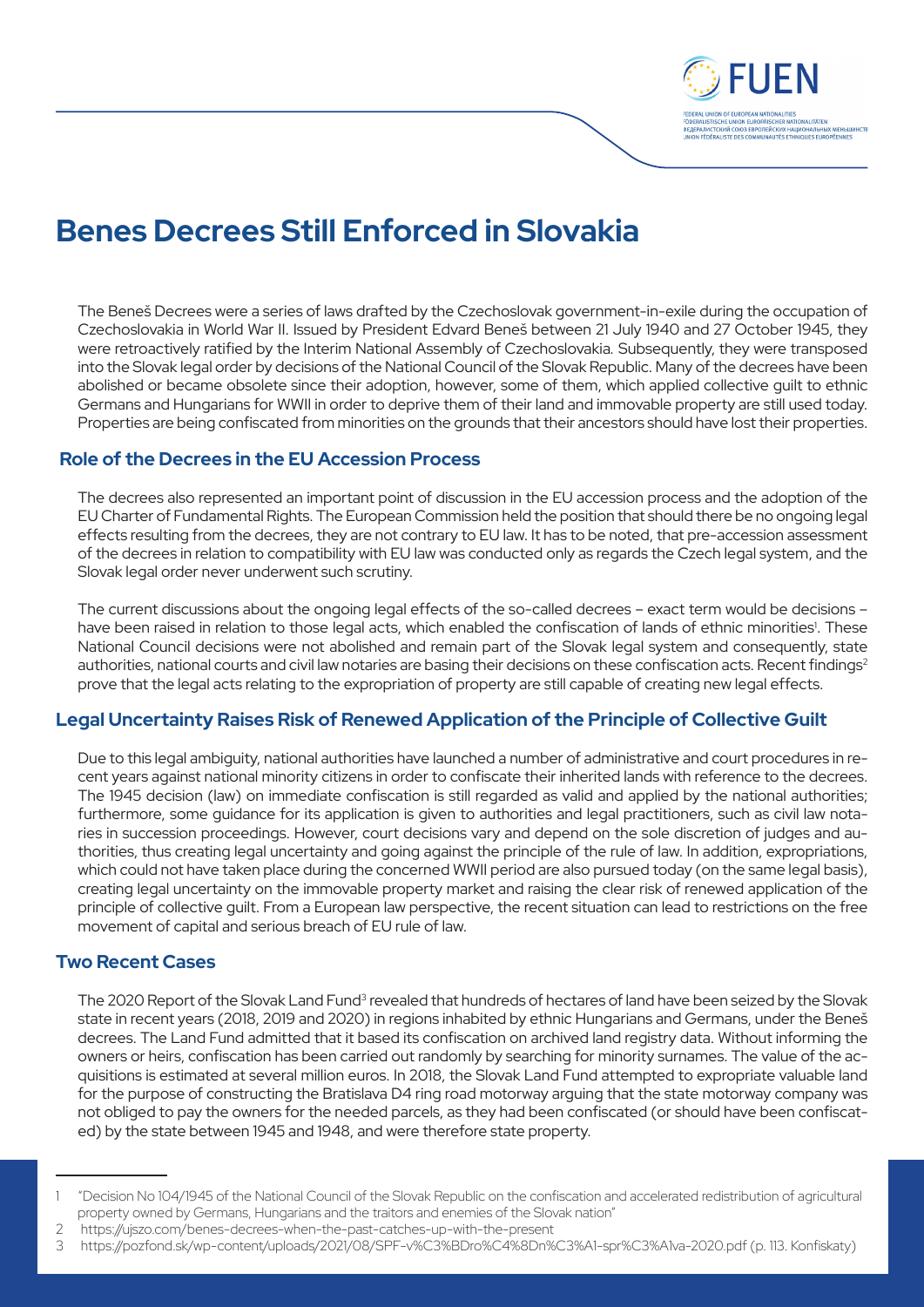# Benes Decrees Still Enforced in Slovakia

The Beneš Decrees were a series of laws drafted by the Czechoslovak government-in-exile during the occupation of Czechoslovakia in World War II. Issued by President Edvard Beneš between 21 July 1940 and 27 October 1945, they were retroactively ratified by the Interim National Assembly of Czechoslovakia. Subsequently, they were transposed into the Slovak legal order by decisions of the National Council of the Slovak Republic. Many of the decrees have been abolished or became obsolete since their adoption, however, some of them, which applied collective guilt to ethnic Germans and Hungarians for WWII in order to deprive them of their land and immovable property are still used today. Properties are being confiscated from minorities on the grounds that their ancestors should have lost their properties.

## Role of the Decrees in the EU Accession Process

The decrees also represented an important point of discussion in the EU accession process and the adoption of the EU Charter of Fundamental Rights. The European Commission held the position that should there be no ongoing legal effects resulting from the decrees, they are not contrary to EU law. It has to be noted, that pre-accession assessment of the decrees in relation to compatibility with EU law was conducted only as regards the Czech legal system, and the Slovak legal order never underwent such scrutiny.

The current discussions about the ongoing legal effects of the so-called decrees – exact term would be decisions – have been raised in relation to those legal acts, which enabled the confiscation of lands of ethnic minorities[1]. These National Council decisions were not abolished and remain part of the Slovak legal system and consequently, state authorities, national courts and civil law notaries are basing their decisions on these confiscation acts. Recent findings[2] prove that the legal acts relating to the expropriation of property are still capable of creating new legal effects.

## Legal Uncertainty Raises Risk of Renewed Application of the Principle of Collective Guilt

Due to this legal ambiguity, national authorities have launched a number of administrative and court procedures in recent years against national minority citizens in order to confiscate their inherited lands with reference to the decrees. The 1945 decision (law) on immediate confiscation is still regarded as valid and applied by the national authorities; furthermore, some guidance for its application is given to authorities and legal practitioners, such as civil law notaries in succession proceedings. However, court decisions vary and depend on the sole discretion of judges and authorities, thus creating legal uncertainty and going against the principle of the rule of law. In addition, expropriations, which could not have taken place during the concerned WWII period are also pursued today (on the same legal basis), creating legal uncertainty on the immovable property market and raising the clear risk of renewed application of the principle of collective guilt. From a European law perspective, the recent situation can lead to restrictions on the free movement of capital and serious breach of EU rule of law.

## Two Recent Cases

The 2020 Report of the Slovak Land Fund[3] revealed that hundreds of hectares of land have been seized by the Slovak state in recent years (2018, 2019 and 2020) in regions inhabited by ethnic Hungarians and Germans, under the Beneš decrees. The Land Fund admitted that it based its confiscation on archived land registry data. Without informing the owners or heirs, confiscation has been carried out randomly by searching for minority surnames. The value of the acquisitions is estimated at several million euros. In 2018, the Slovak Land Fund attempted to expropriate valuable land for the purpose of constructing the Bratislava D4 ring road motorway arguing that the state motorway company was not obliged to pay the owners for the needed parcels, as they had been confiscated (or should have been confiscated) by the state between 1945 and 1948, and were therefore state property.

---

1 "Decision No 104/1945 of the National Council of the Slovak Republic on the confiscation and accelerated redistribution of agricultural property owned by Germans, Hungarians and the traitors and enemies of the Slovak nation"

2 https://ujszo.com/benes-decrees-when-the-past-catches-up-with-the-present

3 https://pozfond.sk/wp-content/uploads/2021/08/SPF-v%C3%BDro%C4%8Dn%C3%A1-spr%C3%A1va-2020.pdf (p. 113. Konfiskaty)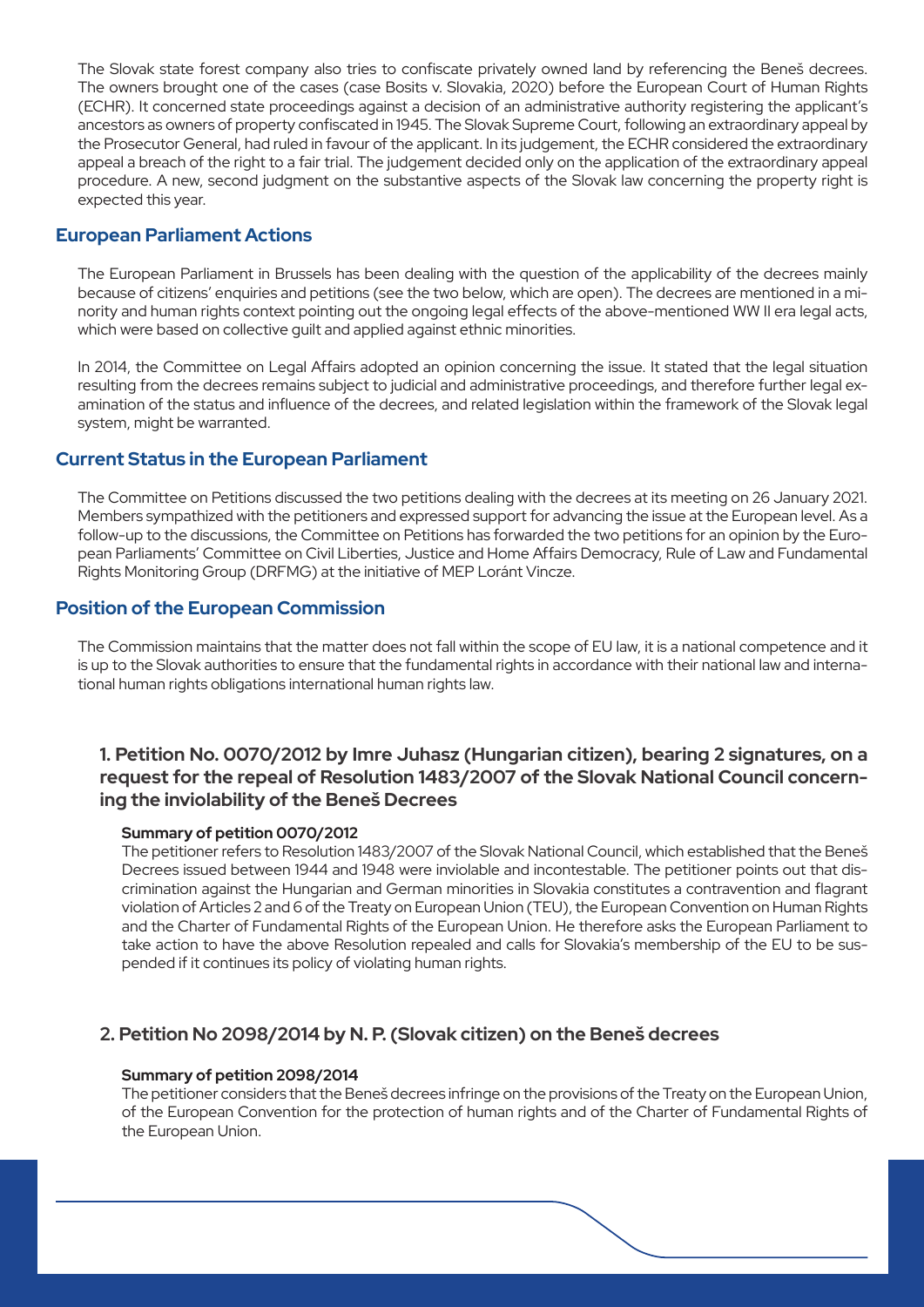The Slovak state forest company also tries to confiscate privately owned land by referencing the Beneš decrees. The owners brought one of the cases (case Bosits v. Slovakia, 2020) before the European Court of Human Rights (ECHR). It concerned state proceedings against a decision of an administrative authority registering the applicant's ancestors as owners of property confiscated in 1945. The Slovak Supreme Court, following an extraordinary appeal by the Prosecutor General, had ruled in favour of the applicant. In its judgement, the ECHR considered the extraordinary appeal a breach of the right to a fair trial. The judgement decided only on the application of the extraordinary appeal procedure. A new, second judgment on the substantive aspects of the Slovak law concerning the property right is expected this year.

## European Parliament Actions

The European Parliament in Brussels has been dealing with the question of the applicability of the decrees mainly because of citizens' enquiries and petitions (see the two below, which are open). The decrees are mentioned in a minority and human rights context pointing out the ongoing legal effects of the above-mentioned WW II era legal acts, which were based on collective guilt and applied against ethnic minorities.

In 2014, the Committee on Legal Affairs adopted an opinion concerning the issue. It stated that the legal situation resulting from the decrees remains subject to judicial and administrative proceedings, and therefore further legal examination of the status and influence of the decrees, and related legislation within the framework of the Slovak legal system, might be warranted.

## Current Status in the European Parliament

The Committee on Petitions discussed the two petitions dealing with the decrees at its meeting on 26 January 2021. Members sympathized with the petitioners and expressed support for advancing the issue at the European level. As a follow-up to the discussions, the Committee on Petitions has forwarded the two petitions for an opinion by the European Parliaments' Committee on Civil Liberties, Justice and Home Affairs Democracy, Rule of Law and Fundamental Rights Monitoring Group (DRFMG) at the initiative of MEP Loránt Vincze.

## Position of the European Commission

The Commission maintains that the matter does not fall within the scope of EU law, it is a national competence and it is up to the Slovak authorities to ensure that the fundamental rights in accordance with their national law and international human rights obligations international human rights law.

### 1. Petition No. 0070/2012 by Imre Juhasz (Hungarian citizen), bearing 2 signatures, on a request for the repeal of Resolution 1483/2007 of the Slovak National Council concerning the inviolability of the Beneš Decrees

**Summary of petition 0070/2012**

The petitioner refers to Resolution 1483/2007 of the Slovak National Council, which established that the Beneš Decrees issued between 1944 and 1948 were inviolable and incontestable. The petitioner points out that discrimination against the Hungarian and German minorities in Slovakia constitutes a contravention and flagrant violation of Articles 2 and 6 of the Treaty on European Union (TEU), the European Convention on Human Rights and the Charter of Fundamental Rights of the European Union. He therefore asks the European Parliament to take action to have the above Resolution repealed and calls for Slovakia's membership of the EU to be suspended if it continues its policy of violating human rights.

### 2. Petition No 2098/2014 by N. P. (Slovak citizen) on the Beneš decrees

**Summary of petition 2098/2014**

The petitioner considers that the Beneš decrees infringe on the provisions of the Treaty on the European Union, of the European Convention for the protection of human rights and of the Charter of Fundamental Rights of the European Union.